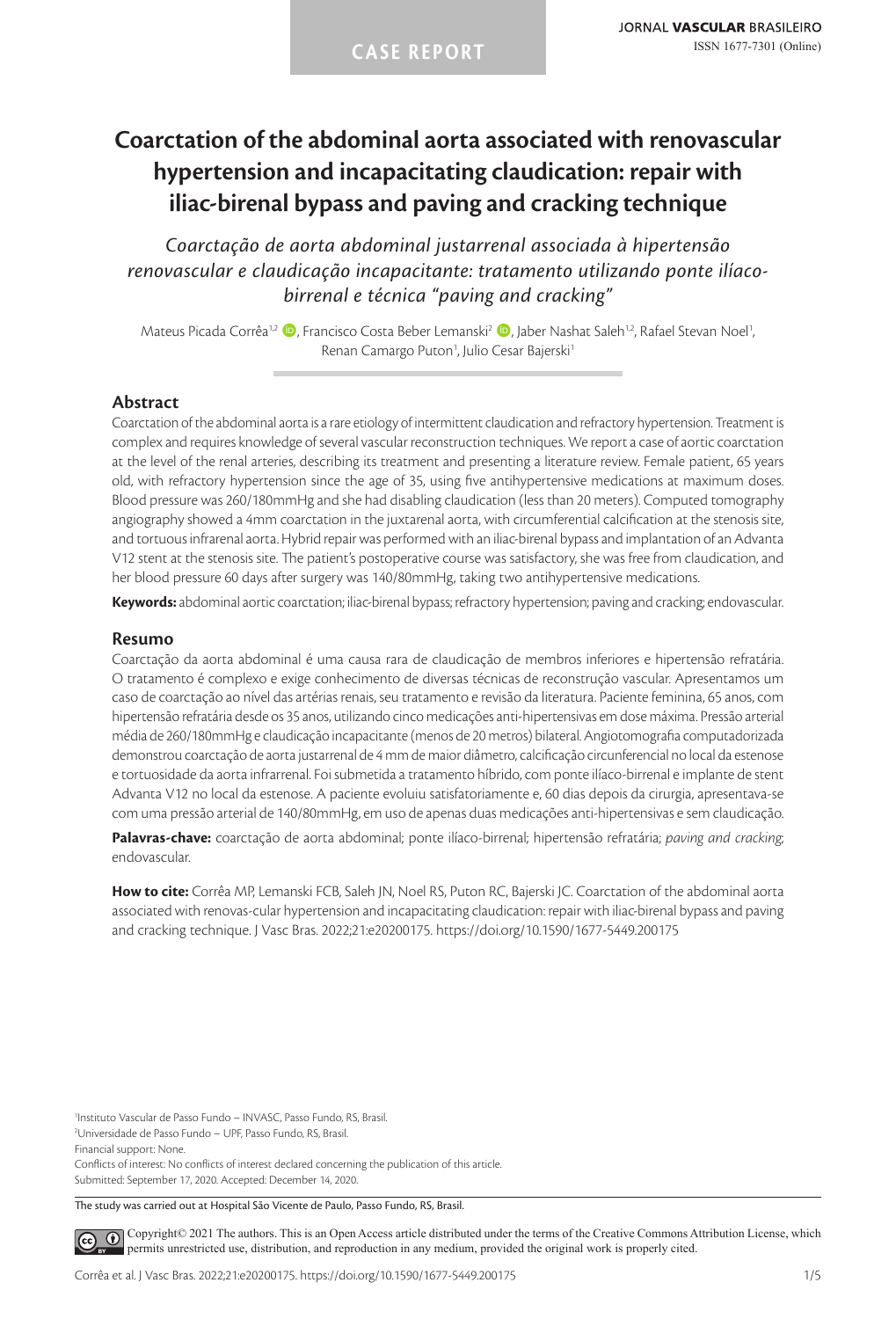CASE REPORT

# Coarctation of the abdominal aorta associated with renovascular hypertension and incapacitating claudication: repair with iliac-birenal bypass and paving and cracking technique

*Coarctação de aorta abdominal justarrenal associada à hipertensão renovascular e claudicação incapacitante: tratamento utilizando ponte ilíaco-birrenal e técnica "paving and cracking"*

Mateus Picada Corrêa[1,2], Francisco Costa Beber Lemanski[2], Jaber Nashat Saleh[1,2], Rafael Stevan Noel[1], Renan Camargo Puton[1], Julio Cesar Bajerski[1]

## Abstract

Coarctation of the abdominal aorta is a rare etiology of intermittent claudication and refractory hypertension. Treatment is complex and requires knowledge of several vascular reconstruction techniques. We report a case of aortic coarctation at the level of the renal arteries, describing its treatment and presenting a literature review. Female patient, 65 years old, with refractory hypertension since the age of 35, using five antihypertensive medications at maximum doses. Blood pressure was 260/180mmHg and she had disabling claudication (less than 20 meters). Computed tomography angiography showed a 4mm coarctation in the juxtarenal aorta, with circumferential calcification at the stenosis site, and tortuous infrarenal aorta. Hybrid repair was performed with an iliac-birenal bypass and implantation of an Advanta V12 stent at the stenosis site. The patient's postoperative course was satisfactory, she was free from claudication, and her blood pressure 60 days after surgery was 140/80mmHg, taking two antihypertensive medications.

**Keywords:** abdominal aortic coarctation; iliac-birenal bypass; refractory hypertension; paving and cracking; endovascular.

## Resumo

Coarctação da aorta abdominal é uma causa rara de claudicação de membros inferiores e hipertensão refratária. O tratamento é complexo e exige conhecimento de diversas técnicas de reconstrução vascular. Apresentamos um caso de coarctação ao nível das artérias renais, seu tratamento e revisão da literatura. Paciente feminina, 65 anos, com hipertensão refratária desde os 35 anos, utilizando cinco medicações anti-hipertensivas em dose máxima. Pressão arterial média de 260/180mmHg e claudicação incapacitante (menos de 20 metros) bilateral. Angiotomografia computadorizada demonstrou coarctação de aorta justarrenal de 4 mm de maior diâmetro, calcificação circunferencial no local da estenose e tortuosidade da aorta infrarrenal. Foi submetida a tratamento híbrido, com ponte ilíaco-birrenal e implante de stent Advanta V12 no local da estenose. A paciente evoluiu satisfatoriamente e, 60 dias depois da cirurgia, apresentava-se com uma pressão arterial de 140/80mmHg, em uso de apenas duas medicações anti-hipertensivas e sem claudicação.

**Palavras-chave:** coarctação de aorta abdominal; ponte ilíaco-birrenal; hipertensão refratária; *paving and cracking*; endovascular.

**How to cite:** Corrêa MP, Lemanski FCB, Saleh JN, Noel RS, Puton RC, Bajerski JC. Coarctation of the abdominal aorta associated with renovas-cular hypertension and incapacitating claudication: repair with iliac-birenal bypass and paving and cracking technique. J Vasc Bras. 2022;21:e20200175. https://doi.org/10.1590/1677-5449.200175

[1]Instituto Vascular de Passo Fundo – INVASC, Passo Fundo, RS, Brasil.
[2]Universidade de Passo Fundo – UPF, Passo Fundo, RS, Brasil.
Financial support: None.
Conflicts of interest: No conflicts of interest declared concerning the publication of this article.
Submitted: September 17, 2020. Accepted: December 14, 2020.

The study was carried out at Hospital São Vicente de Paulo, Passo Fundo, RS, Brasil.

Copyright© 2021 The authors. This is an Open Access article distributed under the terms of the Creative Commons Attribution License, which permits unrestricted use, distribution, and reproduction in any medium, provided the original work is properly cited.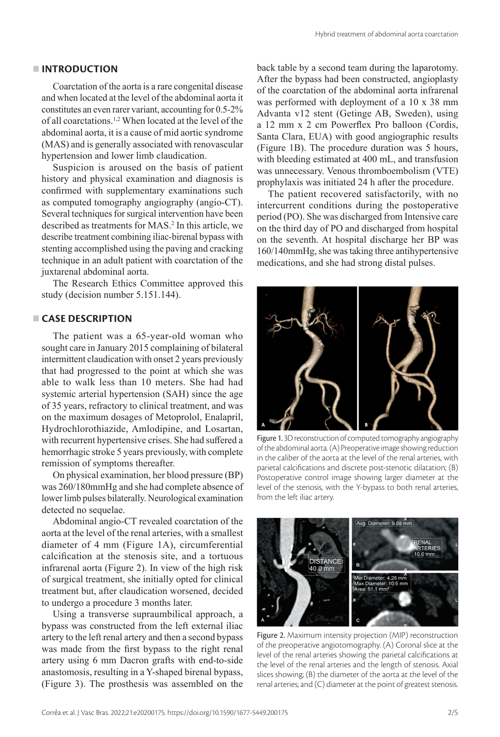## INTRODUCTION

Coarctation of the aorta is a rare congenital disease and when located at the level of the abdominal aorta it constitutes an even rarer variant, accounting for 0.5-2% of all coarctations.[1,2] When located at the level of the abdominal aorta, it is a cause of mid aortic syndrome (MAS) and is generally associated with renovascular hypertension and lower limb claudication.

Suspicion is aroused on the basis of patient history and physical examination and diagnosis is confirmed with supplementary examinations such as computed tomography angiography (angio-CT). Several techniques for surgical intervention have been described as treatments for MAS.[2] In this article, we describe treatment combining iliac-birenal bypass with stenting accomplished using the paving and cracking technique in an adult patient with coarctation of the juxtarenal abdominal aorta.

The Research Ethics Committee approved this study (decision number 5.151.144).

## CASE DESCRIPTION

The patient was a 65-year-old woman who sought care in January 2015 complaining of bilateral intermittent claudication with onset 2 years previously that had progressed to the point at which she was able to walk less than 10 meters. She had had systemic arterial hypertension (SAH) since the age of 35 years, refractory to clinical treatment, and was on the maximum dosages of Metoprolol, Enalapril, Hydrochlorothiazide, Amlodipine, and Losartan, with recurrent hypertensive crises. She had suffered a hemorrhagic stroke 5 years previously, with complete remission of symptoms thereafter.

On physical examination, her blood pressure (BP) was 260/180mmHg and she had complete absence of lower limb pulses bilaterally. Neurological examination detected no sequelae.

Abdominal angio-CT revealed coarctation of the aorta at the level of the renal arteries, with a smallest diameter of 4 mm (Figure 1A), circumferential calcification at the stenosis site, and a tortuous infrarenal aorta (Figure 2). In view of the high risk of surgical treatment, she initially opted for clinical treatment but, after claudication worsened, decided to undergo a procedure 3 months later.

Using a transverse supraumbilical approach, a bypass was constructed from the left external iliac artery to the left renal artery and then a second bypass was made from the first bypass to the right renal artery using 6 mm Dacron grafts with end-to-side anastomosis, resulting in a Y-shaped birenal bypass, (Figure 3). The prosthesis was assembled on the back table by a second team during the laparotomy. After the bypass had been constructed, angioplasty of the coarctation of the abdominal aorta infrarenal was performed with deployment of a 10 x 38 mm Advanta v12 stent (Getinge AB, Sweden), using a 12 mm x 2 cm Powerflex Pro balloon (Cordis, Santa Clara, EUA) with good angiographic results (Figure 1B). The procedure duration was 5 hours, with bleeding estimated at 400 mL, and transfusion was unnecessary. Venous thromboembolism (VTE) prophylaxis was initiated 24 h after the procedure.

The patient recovered satisfactorily, with no intercurrent conditions during the postoperative period (PO). She was discharged from Intensive care on the third day of PO and discharged from hospital on the seventh. At hospital discharge her BP was 160/140mmHg, she was taking three antihypertensive medications, and she had strong distal pulses.

Figure 1. 3D reconstruction of computed tomography angiography of the abdominal aorta. (A) Preoperative image showing reduction in the caliber of the aorta at the level of the renal arteries, with parietal calcifications and discrete post-stenotic dilatation; (B) Postoperative control image showing larger diameter at the level of the stenosis, with the Y-bypass to both renal arteries, from the left iliac artery.

Figure 2. Maximum intensity projection (MIP) reconstruction of the preoperative angiotomography. (A) Coronal slice at the level of the renal arteries showing the parietal calcifications at the level of the renal arteries and the length of stenosis. Axial slices showing; (B) the diameter of the aorta at the level of the renal arteries; and (C) diameter at the point of greatest stenosis.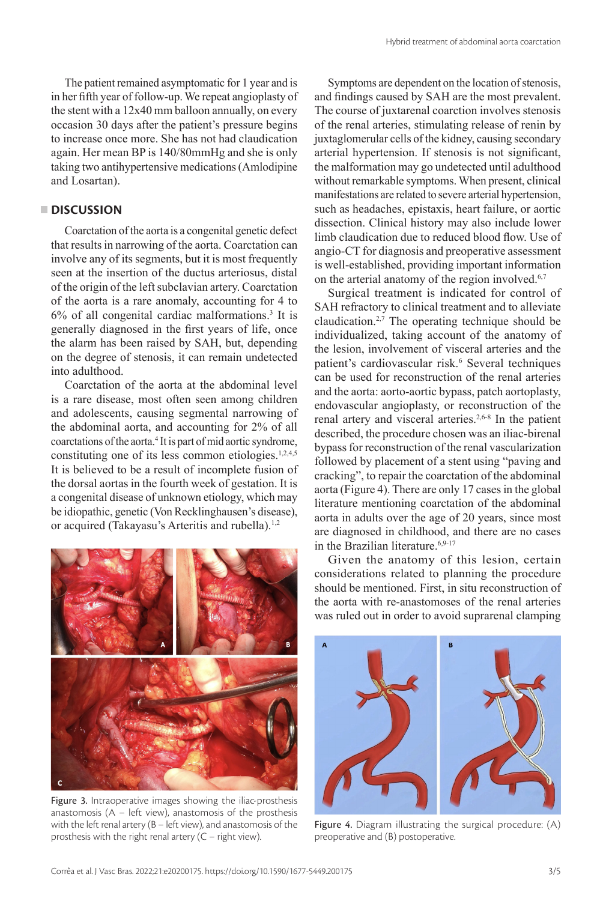The patient remained asymptomatic for 1 year and is in her fifth year of follow-up. We repeat angioplasty of the stent with a 12x40 mm balloon annually, on every occasion 30 days after the patient's pressure begins to increase once more. She has not had claudication again. Her mean BP is 140/80mmHg and she is only taking two antihypertensive medications (Amlodipine and Losartan).

## DISCUSSION

Coarctation of the aorta is a congenital genetic defect that results in narrowing of the aorta. Coarctation can involve any of its segments, but it is most frequently seen at the insertion of the ductus arteriosus, distal of the origin of the left subclavian artery. Coarctation of the aorta is a rare anomaly, accounting for 4 to 6% of all congenital cardiac malformations.[3] It is generally diagnosed in the first years of life, once the alarm has been raised by SAH, but, depending on the degree of stenosis, it can remain undetected into adulthood.

Coarctation of the aorta at the abdominal level is a rare disease, most often seen among children and adolescents, causing segmental narrowing of the abdominal aorta, and accounting for 2% of all coarctations of the aorta.[4] It is part of mid aortic syndrome, constituting one of its less common etiologies.[1,2,4,5] It is believed to be a result of incomplete fusion of the dorsal aortas in the fourth week of gestation. It is a congenital disease of unknown etiology, which may be idiopathic, genetic (Von Recklinghausen's disease), or acquired (Takayasu's Arteritis and rubella).[1,2]

Figure 3. Intraoperative images showing the iliac-prosthesis anastomosis (A – left view), anastomosis of the prosthesis with the left renal artery (B – left view), and anastomosis of the prosthesis with the right renal artery (C – right view).

Symptoms are dependent on the location of stenosis, and findings caused by SAH are the most prevalent. The course of juxtarenal coarction involves stenosis of the renal arteries, stimulating release of renin by juxtaglomerular cells of the kidney, causing secondary arterial hypertension. If stenosis is not significant, the malformation may go undetected until adulthood without remarkable symptoms. When present, clinical manifestations are related to severe arterial hypertension, such as headaches, epistaxis, heart failure, or aortic dissection. Clinical history may also include lower limb claudication due to reduced blood flow. Use of angio-CT for diagnosis and preoperative assessment is well-established, providing important information on the arterial anatomy of the region involved.[6,7]

Surgical treatment is indicated for control of SAH refractory to clinical treatment and to alleviate claudication.[2,7] The operating technique should be individualized, taking account of the anatomy of the lesion, involvement of visceral arteries and the patient's cardiovascular risk.[6] Several techniques can be used for reconstruction of the renal arteries and the aorta: aorto-aortic bypass, patch aortoplasty, endovascular angioplasty, or reconstruction of the renal artery and visceral arteries.[2,6-8] In the patient described, the procedure chosen was an iliac-birenal bypass for reconstruction of the renal vascularization followed by placement of a stent using "paving and cracking", to repair the coarctation of the abdominal aorta (Figure 4). There are only 17 cases in the global literature mentioning coarctation of the abdominal aorta in adults over the age of 20 years, since most are diagnosed in childhood, and there are no cases in the Brazilian literature.[6,9-17]

Given the anatomy of this lesion, certain considerations related to planning the procedure should be mentioned. First, in situ reconstruction of the aorta with re-anastomoses of the renal arteries was ruled out in order to avoid suprarenal clamping

Figure 4. Diagram illustrating the surgical procedure: (A) preoperative and (B) postoperative.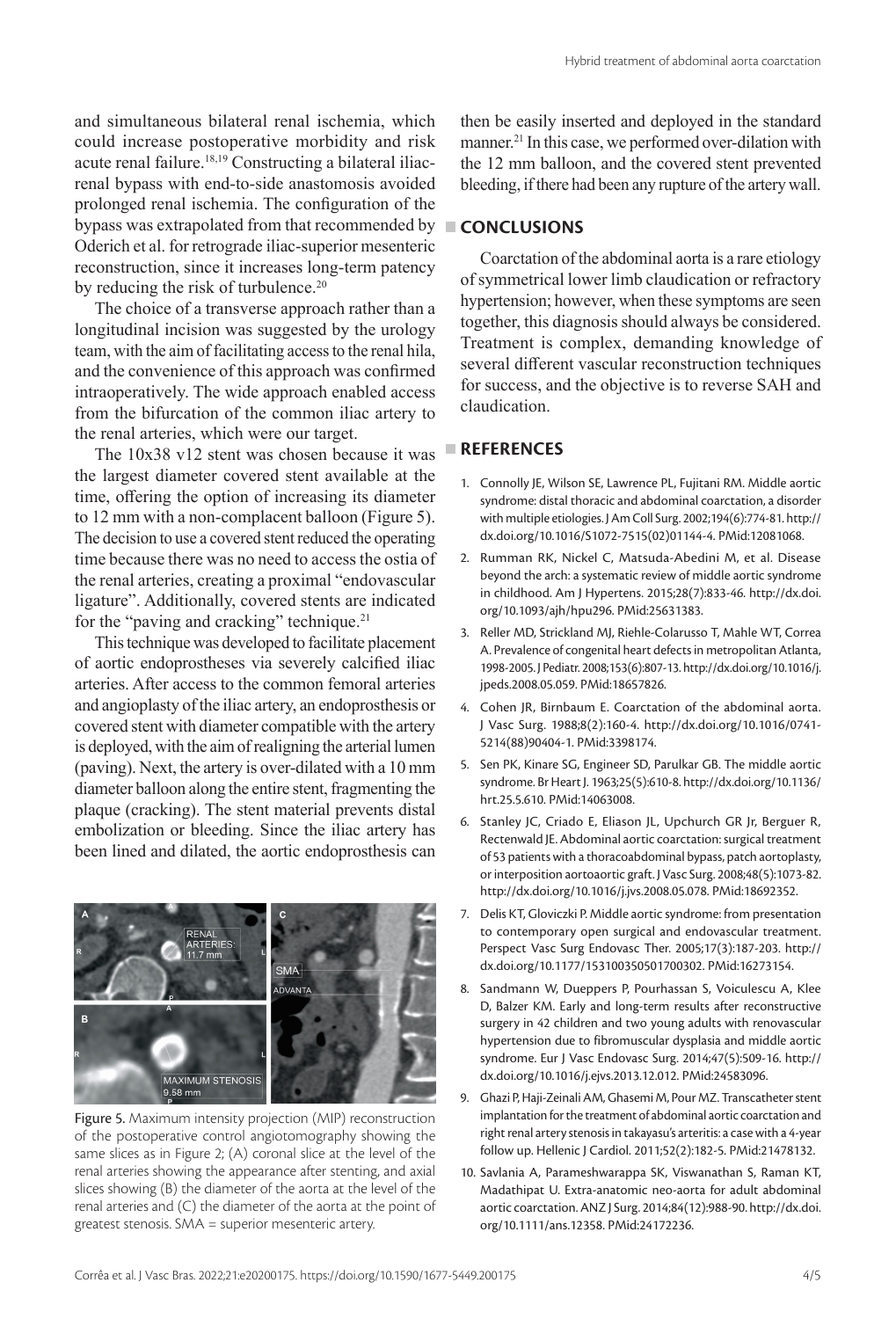and simultaneous bilateral renal ischemia, which could increase postoperative morbidity and risk acute renal failure.[18,19] Constructing a bilateral iliac-renal bypass with end-to-side anastomosis avoided prolonged renal ischemia. The configuration of the bypass was extrapolated from that recommended by Oderich et al. for retrograde iliac-superior mesenteric reconstruction, since it increases long-term patency by reducing the risk of turbulence.[20]

The choice of a transverse approach rather than a longitudinal incision was suggested by the urology team, with the aim of facilitating access to the renal hila, and the convenience of this approach was confirmed intraoperatively. The wide approach enabled access from the bifurcation of the common iliac artery to the renal arteries, which were our target.

The 10x38 v12 stent was chosen because it was the largest diameter covered stent available at the time, offering the option of increasing its diameter to 12 mm with a non-complacent balloon (Figure 5). The decision to use a covered stent reduced the operating time because there was no need to access the ostia of the renal arteries, creating a proximal "endovascular ligature". Additionally, covered stents are indicated for the "paving and cracking" technique.[21]

This technique was developed to facilitate placement of aortic endoprostheses via severely calcified iliac arteries. After access to the common femoral arteries and angioplasty of the iliac artery, an endoprosthesis or covered stent with diameter compatible with the artery is deployed, with the aim of realigning the arterial lumen (paving). Next, the artery is over-dilated with a 10 mm diameter balloon along the entire stent, fragmenting the plaque (cracking). The stent material prevents distal embolization or bleeding. Since the iliac artery has been lined and dilated, the aortic endoprosthesis can then be easily inserted and deployed in the standard manner.[21] In this case, we performed over-dilation with the 12 mm balloon, and the covered stent prevented bleeding, if there had been any rupture of the artery wall.

Figure 5. Maximum intensity projection (MIP) reconstruction of the postoperative control angiotomography showing the same slices as in Figure 2; (A) coronal slice at the level of the renal arteries showing the appearance after stenting, and axial slices showing (B) the diameter of the aorta at the level of the renal arteries and (C) the diameter of the aorta at the point of greatest stenosis. SMA = superior mesenteric artery.

## CONCLUSIONS

Coarctation of the abdominal aorta is a rare etiology of symmetrical lower limb claudication or refractory hypertension; however, when these symptoms are seen together, this diagnosis should always be considered. Treatment is complex, demanding knowledge of several different vascular reconstruction techniques for success, and the objective is to reverse SAH and claudication.

## REFERENCES

1. Connolly JE, Wilson SE, Lawrence PL, Fujitani RM. Middle aortic syndrome: distal thoracic and abdominal coarctation, a disorder with multiple etiologies. J Am Coll Surg. 2002;194(6):774-81. http://dx.doi.org/10.1016/S1072-7515(02)01144-4. PMid:12081068.
2. Rumman RK, Nickel C, Matsuda-Abedini M, et al. Disease beyond the arch: a systematic review of middle aortic syndrome in childhood. Am J Hypertens. 2015;28(7):833-46. http://dx.doi.org/10.1093/ajh/hpu296. PMid:25631383.
3. Reller MD, Strickland MJ, Riehle-Colarusso T, Mahle WT, Correa A. Prevalence of congenital heart defects in metropolitan Atlanta, 1998-2005. J Pediatr. 2008;153(6):807-13. http://dx.doi.org/10.1016/j.jpeds.2008.05.059. PMid:18657826.
4. Cohen JR, Birnbaum E. Coarctation of the abdominal aorta. J Vasc Surg. 1988;8(2):160-4. http://dx.doi.org/10.1016/0741-5214(88)90404-1. PMid:3398174.
5. Sen PK, Kinare SG, Engineer SD, Parulkar GB. The middle aortic syndrome. Br Heart J. 1963;25(5):610-8. http://dx.doi.org/10.1136/hrt.25.5.610. PMid:14063008.
6. Stanley JC, Criado E, Eliason JL, Upchurch GR Jr, Berguer R, Rectenwald JE. Abdominal aortic coarctation: surgical treatment of 53 patients with a thoracoabdominal bypass, patch aortoplasty, or interposition aortoaortic graft. J Vasc Surg. 2008;48(5):1073-82. http://dx.doi.org/10.1016/j.jvs.2008.05.078. PMid:18692352.
7. Delis KT, Gloviczki P. Middle aortic syndrome: from presentation to contemporary open surgical and endovascular treatment. Perspect Vasc Surg Endovasc Ther. 2005;17(3):187-203. http://dx.doi.org/10.1177/153100350501700302. PMid:16273154.
8. Sandmann W, Dueppers P, Pourhassan S, Voiculescu A, Klee D, Balzer KM. Early and long-term results after reconstructive surgery in 42 children and two young adults with renovascular hypertension due to fibromuscular dysplasia and middle aortic syndrome. Eur J Vasc Endovasc Surg. 2014;47(5):509-16. http://dx.doi.org/10.1016/j.ejvs.2013.12.012. PMid:24583096.
9. Ghazi P, Haji-Zeinali AM, Ghasemi M, Pour MZ. Transcatheter stent implantation for the treatment of abdominal aortic coarctation and right renal artery stenosis in takayasu's arteritis: a case with a 4-year follow up. Hellenic J Cardiol. 2011;52(2):182-5. PMid:21478132.
10. Savlania A, Parameshwarappa SK, Viswanathan S, Raman KT, Madathipat U. Extra-anatomic neo-aorta for adult abdominal aortic coarctation. ANZ J Surg. 2014;84(12):988-90. http://dx.doi.org/10.1111/ans.12358. PMid:24172236.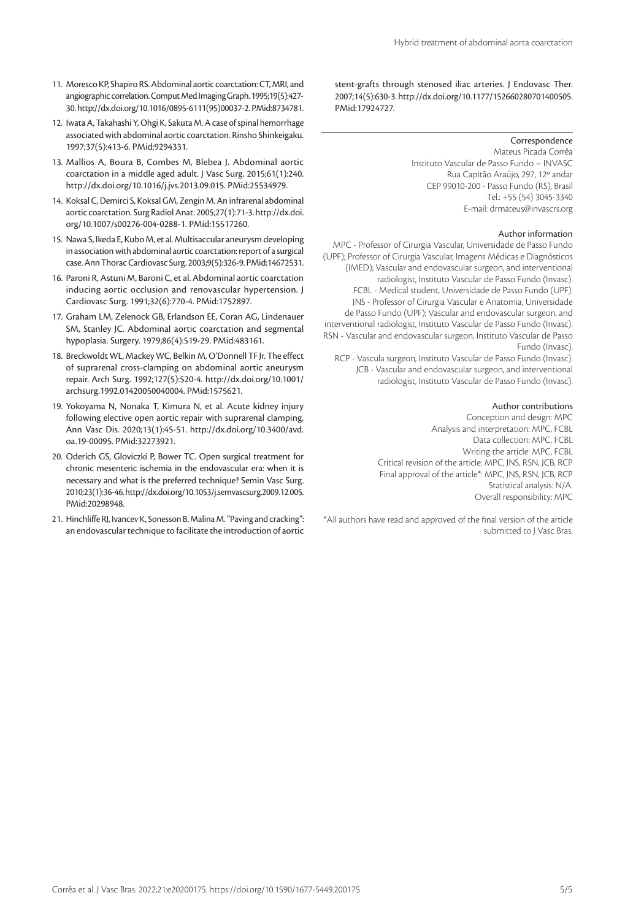11. Moresco KP, Shapiro RS. Abdominal aortic coarctation: CT, MRI, and angiographic correlation. Comput Med Imaging Graph. 1995;19(5):427-30. http://dx.doi.org/10.1016/0895-6111(95)00037-2. PMid:8734781.
12. Iwata A, Takahashi Y, Ohgi K, Sakuta M. A case of spinal hemorrhage associated with abdominal aortic coarctation. Rinsho Shinkeigaku. 1997;37(5):413-6. PMid:9294331.
13. Mallios A, Boura B, Combes M, Blebea J. Abdominal aortic coarctation in a middle aged adult. J Vasc Surg. 2015;61(1):240. http://dx.doi.org/10.1016/j.jvs.2013.09.015. PMid:25534979.
14. Koksal C, Demirci S, Koksal GM, Zengin M. An infrarenal abdominal aortic coarctation. Surg Radiol Anat. 2005;27(1):71-3. http://dx.doi.org/10.1007/s00276-004-0288-1. PMid:15517260.
15. Nawa S, Ikeda E, Kubo M, et al. Multisaccular aneurysm developing in association with abdominal aortic coarctation: report of a surgical case. Ann Thorac Cardiovasc Surg. 2003;9(5):326-9. PMid:14672531.
16. Paroni R, Astuni M, Baroni C, et al. Abdominal aortic coarctation inducing aortic occlusion and renovascular hypertension. J Cardiovasc Surg. 1991;32(6):770-4. PMid:1752897.
17. Graham LM, Zelenock GB, Erlandson EE, Coran AG, Lindenauer SM, Stanley JC. Abdominal aortic coarctation and segmental hypoplasia. Surgery. 1979;86(4):519-29. PMid:483161.
18. Breckwoldt WL, Mackey WC, Belkin M, O'Donnell TF Jr. The effect of suprarenal cross-clamping on abdominal aortic aneurysm repair. Arch Surg. 1992;127(5):520-4. http://dx.doi.org/10.1001/archsurg.1992.01420050040004. PMid:1575621.
19. Yokoyama N, Nonaka T, Kimura N, et al. Acute kidney injury following elective open aortic repair with suprarenal clamping. Ann Vasc Dis. 2020;13(1):45-51. http://dx.doi.org/10.3400/avd.oa.19-00095. PMid:32273921.
20. Oderich GS, Gloviczki P, Bower TC. Open surgical treatment for chronic mesenteric ischemia in the endovascular era: when it is necessary and what is the preferred technique? Semin Vasc Surg. 2010;23(1):36-46. http://dx.doi.org/10.1053/j.semvascsurg.2009.12.005. PMid:20298948.
21. Hinchliffe RJ, Ivancev K, Sonesson B, Malina M. "Paving and cracking": an endovascular technique to facilitate the introduction of aortic stent-grafts through stenosed iliac arteries. J Endovasc Ther. 2007;14(5):630-3. http://dx.doi.org/10.1177/152660280701400505. PMid:17924727.

### Correspondence

Mateus Picada Corrêa
Instituto Vascular de Passo Fundo – INVASC
Rua Capitão Araújo, 297, 12º andar
CEP 99010-200 - Passo Fundo (RS), Brasil
Tel.: +55 (54) 3045-3340
E-mail: drmateus@invascrs.org

### Author information

MPC - Professor of Cirurgia Vascular, Universidade de Passo Fundo (UPF); Professor of Cirurgia Vascular, Imagens Médicas e Diagnósticos (IMED); Vascular and endovascular surgeon, and interventional radiologist, Instituto Vascular de Passo Fundo (Invasc).
FCBL - Medical student, Universidade de Passo Fundo (UPF).
JNS - Professor of Cirurgia Vascular e Anatomia, Universidade de Passo Fundo (UPF); Vascular and endovascular surgeon, and interventional radiologist, Instituto Vascular de Passo Fundo (Invasc).
RSN - Vascular and endovascular surgeon, Instituto Vascular de Passo Fundo (Invasc).
RCP - Vascula surgeon, Instituto Vascular de Passo Fundo (Invasc).
JCB - Vascular and endovascular surgeon, and interventional radiologist, Instituto Vascular de Passo Fundo (Invasc).

### Author contributions

Conception and design: MPC
Analysis and interpretation: MPC, FCBL
Data collection: MPC, FCBL
Writing the article: MPC, FCBL
Critical revision of the article: MPC, JNS, RSN, JCB, RCP
Final approval of the article*: MPC, JNS, RSN, JCB, RCP
Statistical analysis: N/A.
Overall responsibility: MPC

*All authors have read and approved of the final version of the article submitted to J Vasc Bras.